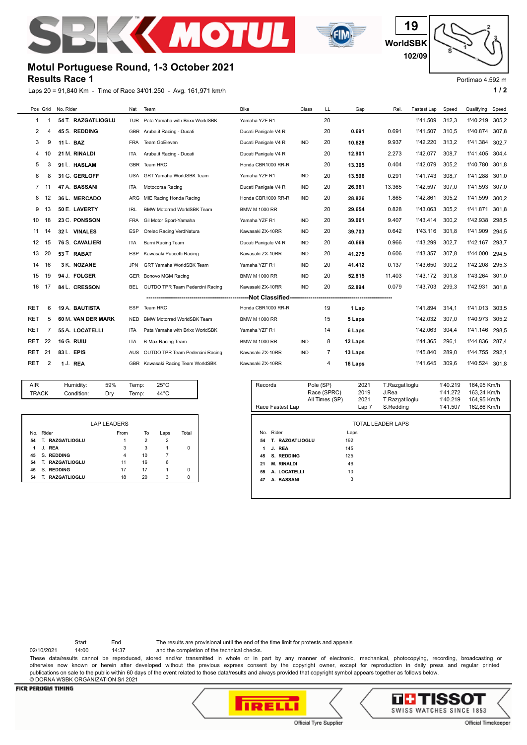# Motul Portuguese Round, 1-3 October 2021

## Results Race 1

19 WorldSBK 102/09

Portimao 4.592 m

Laps 20 = 91,840 Km - Time of Race 34'01.250 - Avg. 161,971 km/h

| Pos | Grid | No. | Rider | Nat | Team | Bike | Class | LL | Gap | Rel. | Fastest Lap | Speed | Qualifying | Speed |
|---|---|---|---|---|---|---|---|---|---|---|---|---|---|---|
| 1 | 1 | 54 | T. **RAZGATLIOGLU** | TUR | Pata Yamaha with Brixx WorldSBK | Yamaha YZF R1 | | 20 | | | 1'41.509 | 312,3 | 1'40.219 | 305,2 |
| 2 | 4 | 45 | S. **REDDING** | GBR | Aruba.it Racing - Ducati | Ducati Panigale V4 R | | 20 | **0.691** | 0.691 | 1'41.507 | 310,5 | 1'40.874 | 307,8 |
| 3 | 9 | 11 | L. **BAZ** | FRA | Team GoEleven | Ducati Panigale V4 R | IND | 20 | **10.628** | 9.937 | 1'42.220 | 313,2 | 1'41.384 | 302,7 |
| 4 | 10 | 21 | M. **RINALDI** | ITA | Aruba.it Racing - Ducati | Ducati Panigale V4 R | | 20 | **12.901** | 2.273 | 1'42.077 | 308,7 | 1'41.405 | 304,4 |
| 5 | 3 | 91 | L. **HASLAM** | GBR | Team HRC | Honda CBR1000 RR-R | | 20 | **13.305** | 0.404 | 1'42.079 | 305,2 | 1'40.780 | 301,8 |
| 6 | 8 | 31 | G. **GERLOFF** | USA | GRT Yamaha WorldSBK Team | Yamaha YZF R1 | IND | 20 | **13.596** | 0.291 | 1'41.743 | 308,7 | 1'41.288 | 301,0 |
| 7 | 11 | 47 | A. **BASSANI** | ITA | Motocorsa Racing | Ducati Panigale V4 R | IND | 20 | **26.961** | 13.365 | 1'42.597 | 307,0 | 1'41.593 | 307,0 |
| 8 | 12 | 36 | L. **MERCADO** | ARG | MIE Racing Honda Racing | Honda CBR1000 RR-R | IND | 20 | **28.826** | 1.865 | 1'42.861 | 305,2 | 1'41.599 | 300,2 |
| 9 | 13 | 50 | E. **LAVERTY** | IRL | BMW Motorrad WorldSBK Team | BMW M 1000 RR | | 20 | **29.654** | 0.828 | 1'43.063 | 305,2 | 1'41.871 | 301,8 |
| 10 | 18 | 23 | C. **PONSSON** | FRA | Gil Motor Sport-Yamaha | Yamaha YZF R1 | IND | 20 | **39.061** | 9.407 | 1'43.414 | 300,2 | 1'42.938 | 298,5 |
| 11 | 14 | 32 | I. **VINALES** | ESP | Orelac Racing VerdNatura | Kawasaki ZX-10RR | IND | 20 | **39.703** | 0.642 | 1'43.116 | 301,8 | 1'41.909 | 294,5 |
| 12 | 15 | 76 | S. **CAVALIERI** | ITA | Barni Racing Team | Ducati Panigale V4 R | IND | 20 | **40.669** | 0.966 | 1'43.299 | 302,7 | 1'42.167 | 293,7 |
| 13 | 20 | 53 | T. **RABAT** | ESP | Kawasaki Puccetti Racing | Kawasaki ZX-10RR | IND | 20 | **41.275** | 0.606 | 1'43.357 | 307,8 | 1'44.000 | 294,5 |
| 14 | 16 | 3 | K. **NOZANE** | JPN | GRT Yamaha WorldSBK Team | Yamaha YZF R1 | IND | 20 | **41.412** | 0.137 | 1'43.650 | 300,2 | 1'42.208 | 295,3 |
| 15 | 19 | 94 | J. **FOLGER** | GER | Bonovo MGM Racing | BMW M 1000 RR | IND | 20 | **52.815** | 11.403 | 1'43.172 | 301,8 | 1'43.264 | 301,0 |
| 16 | 17 | 84 | L. **CRESSON** | BEL | OUTDO TPR Team Pedercini Racing | Kawasaki ZX-10RR | IND | 20 | **52.894** | 0.079 | 1'43.703 | 299,3 | 1'42.931 | 301,8 |
| | | | | | | **Not Classified** | | | | | | | | |
| RET | 6 | 19 | A. **BAUTISTA** | ESP | Team HRC | Honda CBR1000 RR-R | | 19 | **1 Lap** | | 1'41.894 | 314,1 | 1'41.013 | 303,5 |
| RET | 5 | 60 | M. **VAN DER MARK** | NED | BMW Motorrad WorldSBK Team | BMW M 1000 RR | | 15 | **5 Laps** | | 1'42.032 | 307,0 | 1'40.973 | 305,2 |
| RET | 7 | 55 | A. **LOCATELLI** | ITA | Pata Yamaha with Brixx WorldSBK | Yamaha YZF R1 | | 14 | **6 Laps** | | 1'42.063 | 304,4 | 1'41.146 | 298,5 |
| RET | 22 | 16 | G. **RUIU** | ITA | B-Max Racing Team | BMW M 1000 RR | IND | 8 | **12 Laps** | | 1'44.365 | 296,1 | 1'44.836 | 287,4 |
| RET | 21 | 83 | L. **EPIS** | AUS | OUTDO TPR Team Pedercini Racing | Kawasaki ZX-10RR | IND | 7 | **13 Laps** | | 1'45.840 | 289,0 | 1'44.755 | 292,1 |
| RET | 2 | 1 | J. **REA** | GBR | Kawasaki Racing Team WorldSBK | Kawasaki ZX-10RR | | 4 | **16 Laps** | | 1'41.645 | 309,6 | 1'40.524 | 301,8 |

| | | | | |
|---|---|---|---|---|
| AIR | Humidity: | 59% | Temp: | 25°C |
| TRACK | Condition: | Dry | Temp: | 44°C |

| Records | | | | | |
|---|---|---|---|---|---|
| | Pole (SP) | 2021 | T.Razgatlioglu | 1'40.219 | 164,95 Km/h |
| | Race (SPRC) | 2019 | J.Rea | 1'41.272 | 163,24 Km/h |
| | All Times (SP) | 2021 | T.Razgatlioglu | 1'40.219 | 164,95 Km/h |
| Race Fastest Lap | | Lap 7 | S.Redding | 1'41.507 | 162,86 Km/h |

**LAP LEADERS**

| No. | Rider | From | To | Laps | Total |
|---|---|---|---|---|---|
| 54 | T. **RAZGATLIOGLU** | 1 | 2 | 2 | |
| 1 | J. **REA** | 3 | 3 | 1 | 0 |
| 45 | S. **REDDING** | 4 | 10 | 7 | |
| 54 | T. **RAZGATLIOGLU** | 11 | 16 | 6 | |
| 45 | S. **REDDING** | 17 | 17 | 1 | 0 |
| 54 | T. **RAZGATLIOGLU** | 18 | 20 | 3 | 0 |

**TOTAL LEADER LAPS**

| No. | Rider | Laps |
|---|---|---|
| 54 | T. **RAZGATLIOGLU** | 192 |
| 1 | J. **REA** | 145 |
| 45 | S. **REDDING** | 125 |
| 21 | M. **RINALDI** | 46 |
| 55 | A. **LOCATELLI** | 10 |
| 47 | A. **BASSANI** | 3 |

| | Start | End |
|---|---|---|
| 02/10/2021 | 14:00 | 14:37 |

The results are provisional until the end of the time limit for protests and appeals and the completion of the technical checks.

These data/results cannot be reproduced, stored and/or transmitted in whole or in part by any manner of electronic, mechanical, photocopying, recording, broadcasting or otherwise now known or herein after developed without the previous express consent by the copyright owner, except for reproduction in daily press and regular printed publications on sale to the public within 60 days of the event related to those data/results and always provided that copyright symbol appears together as follows below.
© DORNA WSBK ORGANIZATION Srl 2021

FICR PERUGIA TIMING

Official Tyre Supplier — PIRELLI

Official Timekeeper — TISSOT SWISS WATCHES SINCE 1853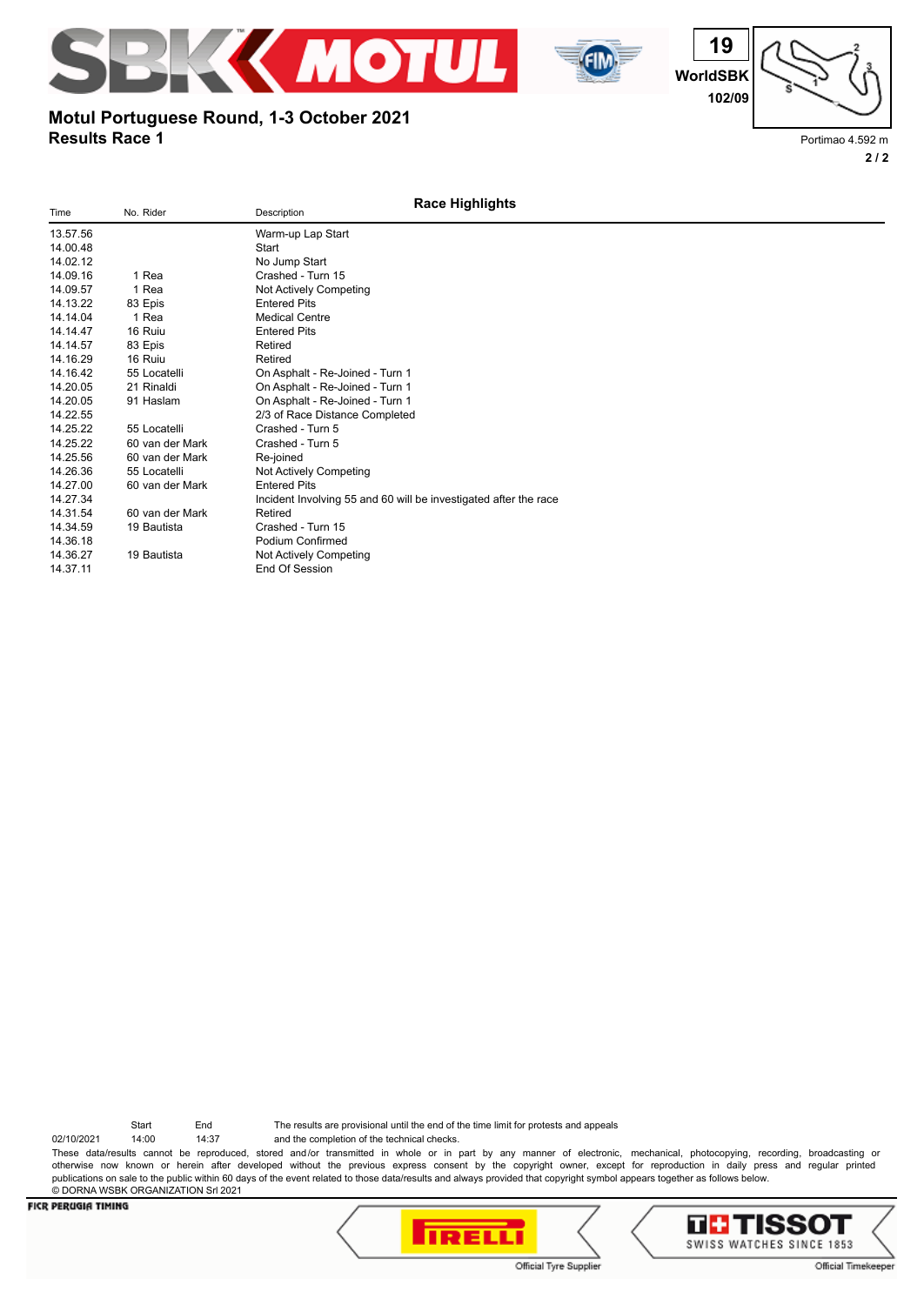## Motul Portuguese Round, 1-3 October 2021

### Results Race 1

19
WorldSBK
102/09

Portimao 4.592 m

### Race Highlights

| Time | No. Rider | Description |
|---|---|---|
| 13.57.56 | | Warm-up Lap Start |
| 14.00.48 | | Start |
| 14.02.12 | | No Jump Start |
| 14.09.16 | 1 Rea | Crashed - Turn 15 |
| 14.09.57 | 1 Rea | Not Actively Competing |
| 14.13.22 | 83 Epis | Entered Pits |
| 14.14.04 | 1 Rea | Medical Centre |
| 14.14.47 | 16 Ruiu | Entered Pits |
| 14.14.57 | 83 Epis | Retired |
| 14.16.29 | 16 Ruiu | Retired |
| 14.16.42 | 55 Locatelli | On Asphalt - Re-Joined - Turn 1 |
| 14.20.05 | 21 Rinaldi | On Asphalt - Re-Joined - Turn 1 |
| 14.20.05 | 91 Haslam | On Asphalt - Re-Joined - Turn 1 |
| 14.22.55 | | 2/3 of Race Distance Completed |
| 14.25.22 | 55 Locatelli | Crashed - Turn 5 |
| 14.25.22 | 60 van der Mark | Crashed - Turn 5 |
| 14.25.56 | 60 van der Mark | Re-joined |
| 14.26.36 | 55 Locatelli | Not Actively Competing |
| 14.27.00 | 60 van der Mark | Entered Pits |
| 14.27.34 | | Incident Involving 55 and 60 will be investigated after the race |
| 14.31.54 | 60 van der Mark | Retired |
| 14.34.59 | 19 Bautista | Crashed - Turn 15 |
| 14.36.18 | | Podium Confirmed |
| 14.36.27 | 19 Bautista | Not Actively Competing |
| 14.37.11 | | End Of Session |

| | Start | End |
|---|---|---|
| 02/10/2021 | 14:00 | 14:37 |

The results are provisional until the end of the time limit for protests and appeals and the completion of the technical checks.

These data/results cannot be reproduced, stored and/or transmitted in whole or in part by any manner of electronic, mechanical, photocopying, recording, broadcasting or otherwise now known or herein after developed without the previous express consent by the copyright owner, except for reproduction in daily press and regular printed publications on sale to the public within 60 days of the event related to those data/results and always provided that copyright symbol appears together as follows below.
© DORNA WSBK ORGANIZATION Srl 2021

FICR PERUGIA TIMING

Official Tyre Supplier

TISSOT SWISS WATCHES SINCE 1853 Official Timekeeper